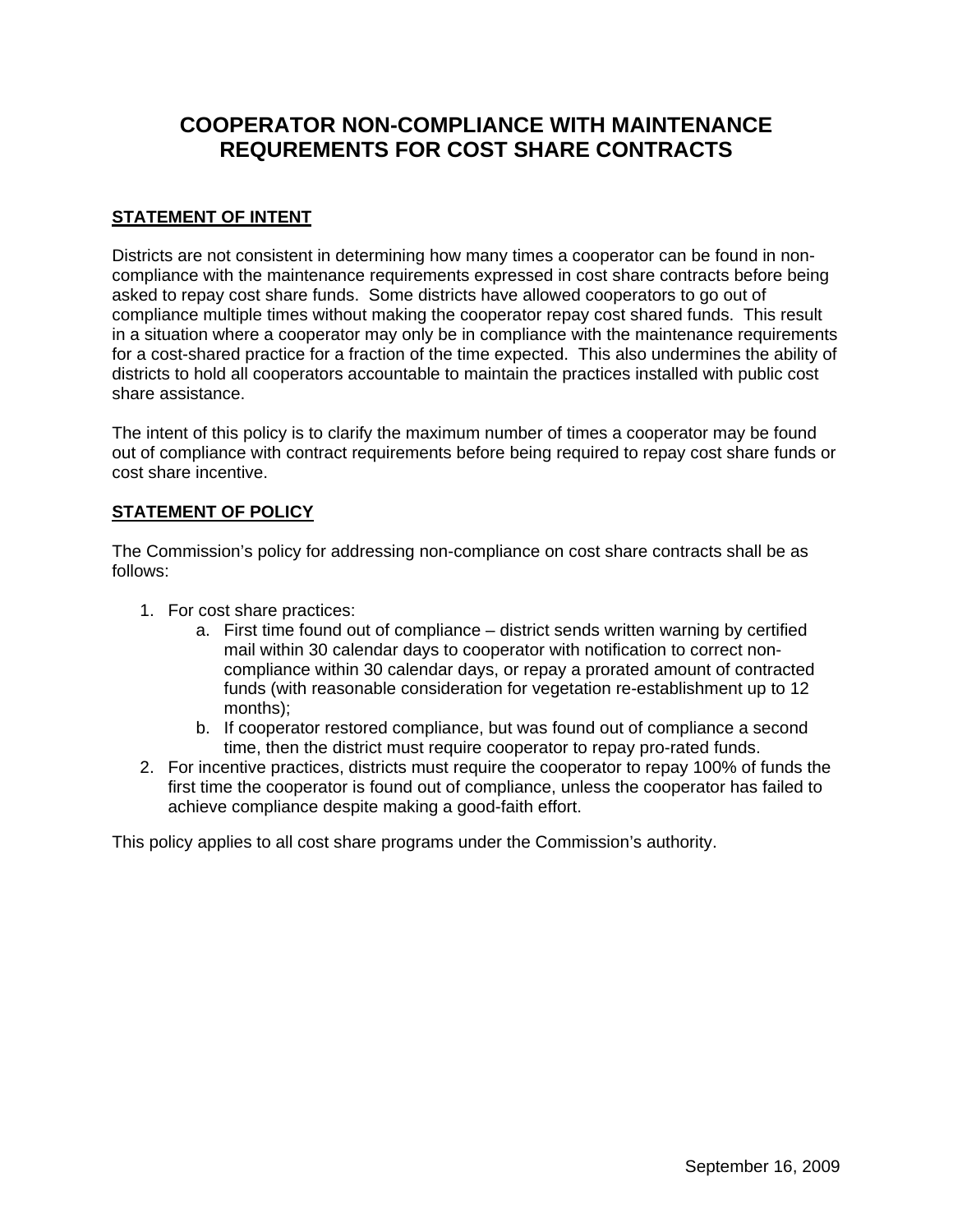# COOPERATOR NON-COMPLIANCE WITH MAINTENANCE REQUREMENTS FOR COST SHARE CONTRACTS

## STATEMENT OF INTENT

Districts are not consistent in determining how many times a cooperator can be found in non-compliance with the maintenance requirements expressed in cost share contracts before being asked to repay cost share funds. Some districts have allowed cooperators to go out of compliance multiple times without making the cooperator repay cost shared funds. This result in a situation where a cooperator may only be in compliance with the maintenance requirements for a cost-shared practice for a fraction of the time expected. This also undermines the ability of districts to hold all cooperators accountable to maintain the practices installed with public cost share assistance.

The intent of this policy is to clarify the maximum number of times a cooperator may be found out of compliance with contract requirements before being required to repay cost share funds or cost share incentive.

## STATEMENT OF POLICY

The Commission's policy for addressing non-compliance on cost share contracts shall be as follows:

1. For cost share practices:
   a. First time found out of compliance – district sends written warning by certified mail within 30 calendar days to cooperator with notification to correct non-compliance within 30 calendar days, or repay a prorated amount of contracted funds (with reasonable consideration for vegetation re-establishment up to 12 months);
   b. If cooperator restored compliance, but was found out of compliance a second time, then the district must require cooperator to repay pro-rated funds.
2. For incentive practices, districts must require the cooperator to repay 100% of funds the first time the cooperator is found out of compliance, unless the cooperator has failed to achieve compliance despite making a good-faith effort.

This policy applies to all cost share programs under the Commission's authority.

September 16, 2009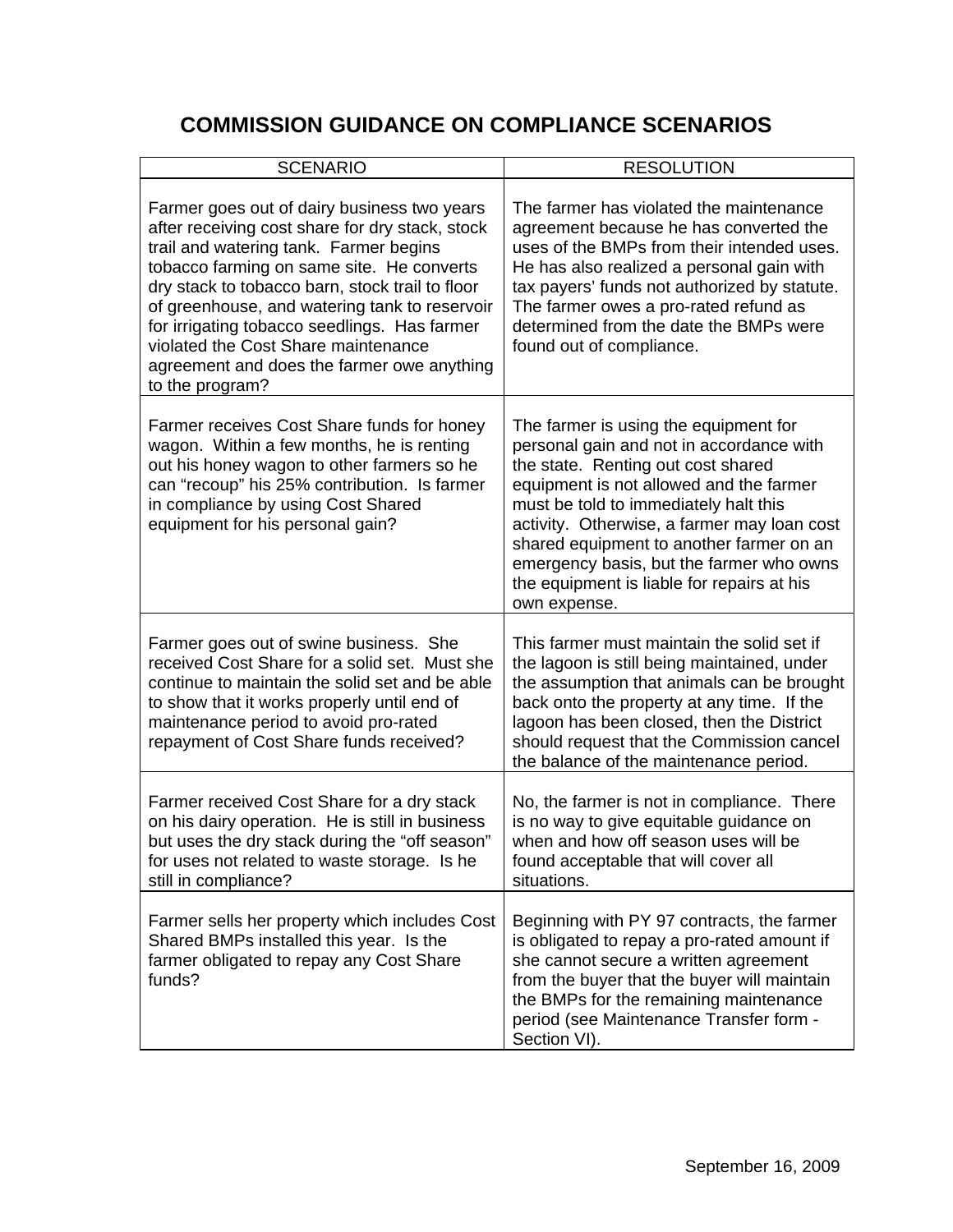# COMMISSION GUIDANCE ON COMPLIANCE SCENARIOS

| SCENARIO | RESOLUTION |
|---|---|
| Farmer goes out of dairy business two years after receiving cost share for dry stack, stock trail and watering tank. Farmer begins tobacco farming on same site. He converts dry stack to tobacco barn, stock trail to floor of greenhouse, and watering tank to reservoir for irrigating tobacco seedlings. Has farmer violated the Cost Share maintenance agreement and does the farmer owe anything to the program? | The farmer has violated the maintenance agreement because he has converted the uses of the BMPs from their intended uses. He has also realized a personal gain with tax payers' funds not authorized by statute. The farmer owes a pro-rated refund as determined from the date the BMPs were found out of compliance. |
| Farmer receives Cost Share funds for honey wagon. Within a few months, he is renting out his honey wagon to other farmers so he can "recoup" his 25% contribution. Is farmer in compliance by using Cost Shared equipment for his personal gain? | The farmer is using the equipment for personal gain and not in accordance with the state. Renting out cost shared equipment is not allowed and the farmer must be told to immediately halt this activity. Otherwise, a farmer may loan cost shared equipment to another farmer on an emergency basis, but the farmer who owns the equipment is liable for repairs at his own expense. |
| Farmer goes out of swine business. She received Cost Share for a solid set. Must she continue to maintain the solid set and be able to show that it works properly until end of maintenance period to avoid pro-rated repayment of Cost Share funds received? | This farmer must maintain the solid set if the lagoon is still being maintained, under the assumption that animals can be brought back onto the property at any time. If the lagoon has been closed, then the District should request that the Commission cancel the balance of the maintenance period. |
| Farmer received Cost Share for a dry stack on his dairy operation. He is still in business but uses the dry stack during the "off season" for uses not related to waste storage. Is he still in compliance? | No, the farmer is not in compliance. There is no way to give equitable guidance on when and how off season uses will be found acceptable that will cover all situations. |
| Farmer sells her property which includes Cost Shared BMPs installed this year. Is the farmer obligated to repay any Cost Share funds? | Beginning with PY 97 contracts, the farmer is obligated to repay a pro-rated amount if she cannot secure a written agreement from the buyer that the buyer will maintain the BMPs for the remaining maintenance period (see Maintenance Transfer form - Section VI). |

September 16, 2009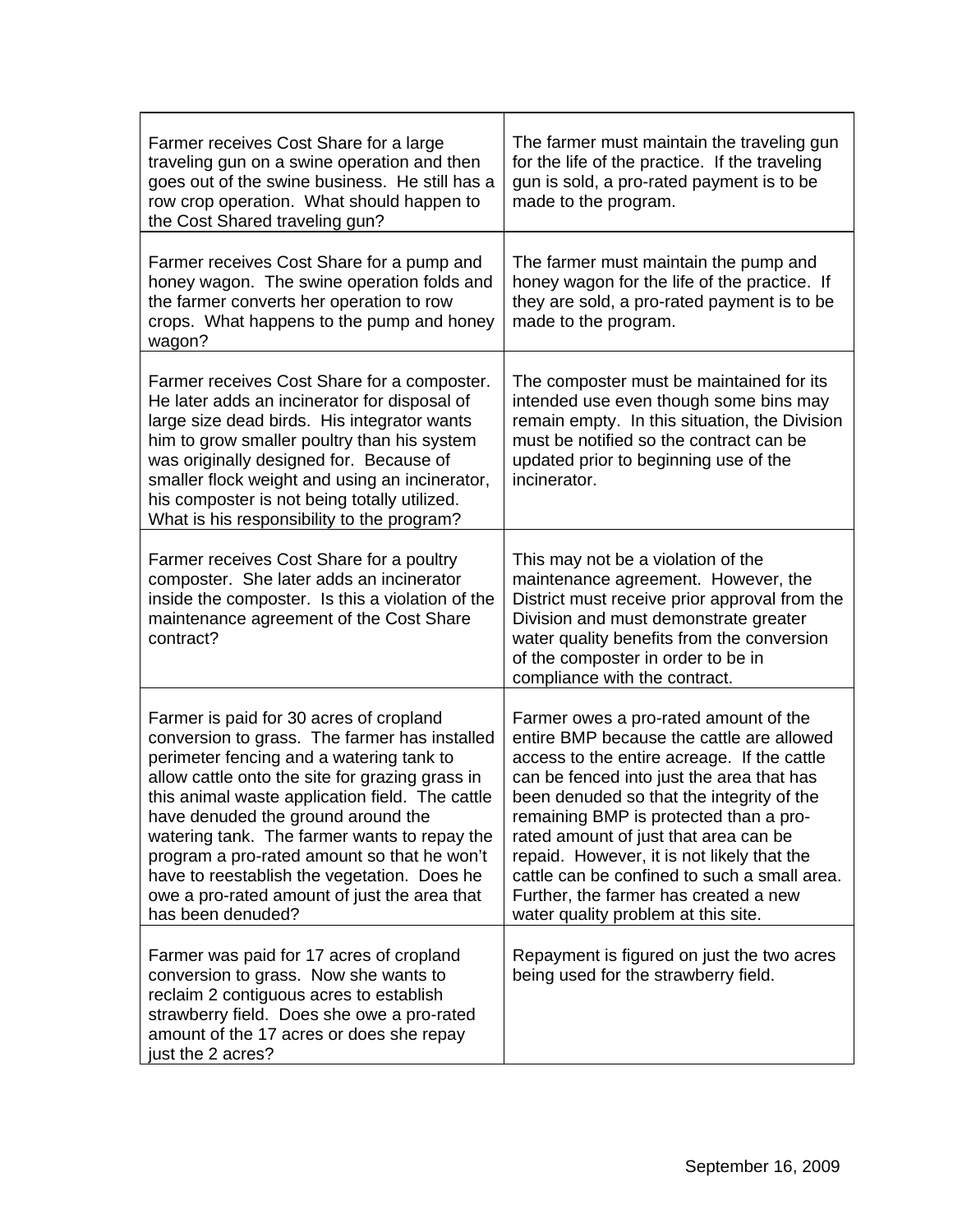| | |
|---|---|
| Farmer receives Cost Share for a large traveling gun on a swine operation and then goes out of the swine business. He still has a row crop operation. What should happen to the Cost Shared traveling gun? | The farmer must maintain the traveling gun for the life of the practice. If the traveling gun is sold, a pro-rated payment is to be made to the program. |
| Farmer receives Cost Share for a pump and honey wagon. The swine operation folds and the farmer converts her operation to row crops. What happens to the pump and honey wagon? | The farmer must maintain the pump and honey wagon for the life of the practice. If they are sold, a pro-rated payment is to be made to the program. |
| Farmer receives Cost Share for a composter. He later adds an incinerator for disposal of large size dead birds. His integrator wants him to grow smaller poultry than his system was originally designed for. Because of smaller flock weight and using an incinerator, his composter is not being totally utilized. What is his responsibility to the program? | The composter must be maintained for its intended use even though some bins may remain empty. In this situation, the Division must be notified so the contract can be updated prior to beginning use of the incinerator. |
| Farmer receives Cost Share for a poultry composter. She later adds an incinerator inside the composter. Is this a violation of the maintenance agreement of the Cost Share contract? | This may not be a violation of the maintenance agreement. However, the District must receive prior approval from the Division and must demonstrate greater water quality benefits from the conversion of the composter in order to be in compliance with the contract. |
| Farmer is paid for 30 acres of cropland conversion to grass. The farmer has installed perimeter fencing and a watering tank to allow cattle onto the site for grazing grass in this animal waste application field. The cattle have denuded the ground around the watering tank. The farmer wants to repay the program a pro-rated amount so that he won't have to reestablish the vegetation. Does he owe a pro-rated amount of just the area that has been denuded? | Farmer owes a pro-rated amount of the entire BMP because the cattle are allowed access to the entire acreage. If the cattle can be fenced into just the area that has been denuded so that the integrity of the remaining BMP is protected than a pro-rated amount of just that area can be repaid. However, it is not likely that the cattle can be confined to such a small area. Further, the farmer has created a new water quality problem at this site. |
| Farmer was paid for 17 acres of cropland conversion to grass. Now she wants to reclaim 2 contiguous acres to establish strawberry field. Does she owe a pro-rated amount of the 17 acres or does she repay just the 2 acres? | Repayment is figured on just the two acres being used for the strawberry field. |

September 16, 2009